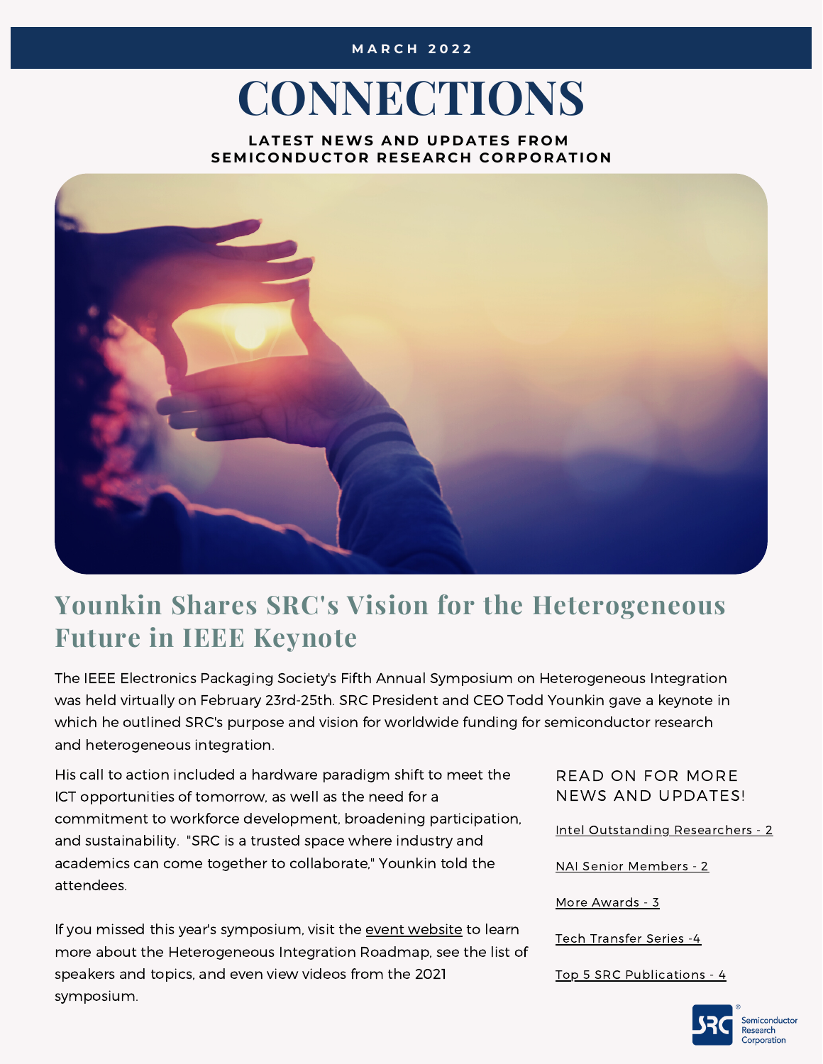MARCH 2022

# CONNECTIONS

**LATEST NEWS AND UPDATES FROM SEMICONDUCTOR RESEARCH CORPORATION**

## Younkin Shares SRC's Vision for the Heterogeneous Future in IEEE Keynote

The IEEE Electronics Packaging Society's Fifth Annual Symposium on Heterogeneous Integration was held virtually on February 23rd-25th. SRC President and CEO Todd Younkin gave a keynote in which he outlined SRC's purpose and vision for worldwide funding for semiconductor research and heterogeneous integration.

His call to action included a hardware paradigm shift to meet the ICT opportunities of tomorrow, as well as the need for a commitment to workforce development, broadening participation, and sustainability. "SRC is a trusted space where industry and academics can come together to collaborate," Younkin told the attendees.

If you missed this year's symposium, visit the event website to learn more about the Heterogeneous Integration Roadmap, see the list of speakers and topics, and even view videos from the 2021 symposium.

READ ON FOR MORE NEWS AND UPDATES!

- Intel Outstanding Researchers - 2
- NAI Senior Members - 2
- More Awards - 3
- Tech Transfer Series -4
- Top 5 SRC Publications - 4

Semiconductor Research Corporation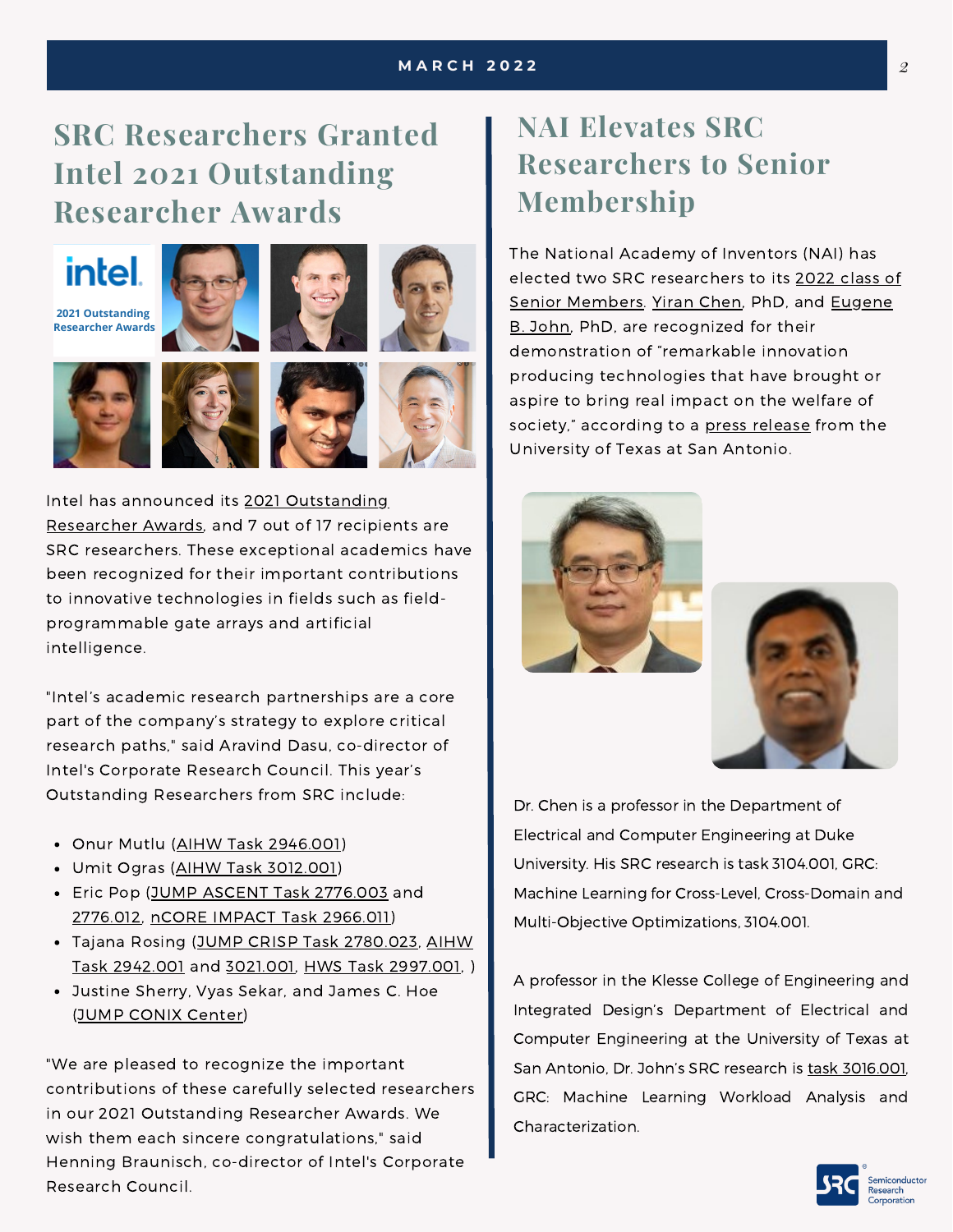## SRC Researchers Granted Intel 2021 Outstanding Researcher Awards

intel. 2021 Outstanding Researcher Awards

Intel has announced its 2021 Outstanding Researcher Awards, and 7 out of 17 recipients are SRC researchers. These exceptional academics have been recognized for their important contributions to innovative technologies in fields such as field-programmable gate arrays and artificial intelligence.

"Intel's academic research partnerships are a core part of the company's strategy to explore critical research paths," said Aravind Dasu, co-director of Intel's Corporate Research Council. This year's Outstanding Researchers from SRC include:

- Onur Mutlu (AIHW Task 2946.001)
- Umit Ogras (AIHW Task 3012.001)
- Eric Pop (JUMP ASCENT Task 2776.003 and 2776.012, nCORE IMPACT Task 2966.011)
- Tajana Rosing (JUMP CRISP Task 2780.023, AIHW Task 2942.001 and 3021.001, HWS Task 2997.001, )
- Justine Sherry, Vyas Sekar, and James C. Hoe (JUMP CONIX Center)

"We are pleased to recognize the important contributions of these carefully selected researchers in our 2021 Outstanding Researcher Awards. We wish them each sincere congratulations," said Henning Braunisch, co-director of Intel's Corporate Research Council.

## NAI Elevates SRC Researchers to Senior Membership

The National Academy of Inventors (NAI) has elected two SRC researchers to its 2022 class of Senior Members. Yiran Chen, PhD, and Eugene B. John, PhD, are recognized for their demonstration of "remarkable innovation producing technologies that have brought or aspire to bring real impact on the welfare of society," according to a press release from the University of Texas at San Antonio.

Dr. Chen is a professor in the Department of Electrical and Computer Engineering at Duke University. His SRC research is task 3104.001, GRC: Machine Learning for Cross-Level, Cross-Domain and Multi-Objective Optimizations, 3104.001.

A professor in the Klesse College of Engineering and Integrated Design's Department of Electrical and Computer Engineering at the University of Texas at San Antonio, Dr. John's SRC research is task 3016.001, GRC: Machine Learning Workload Analysis and Characterization.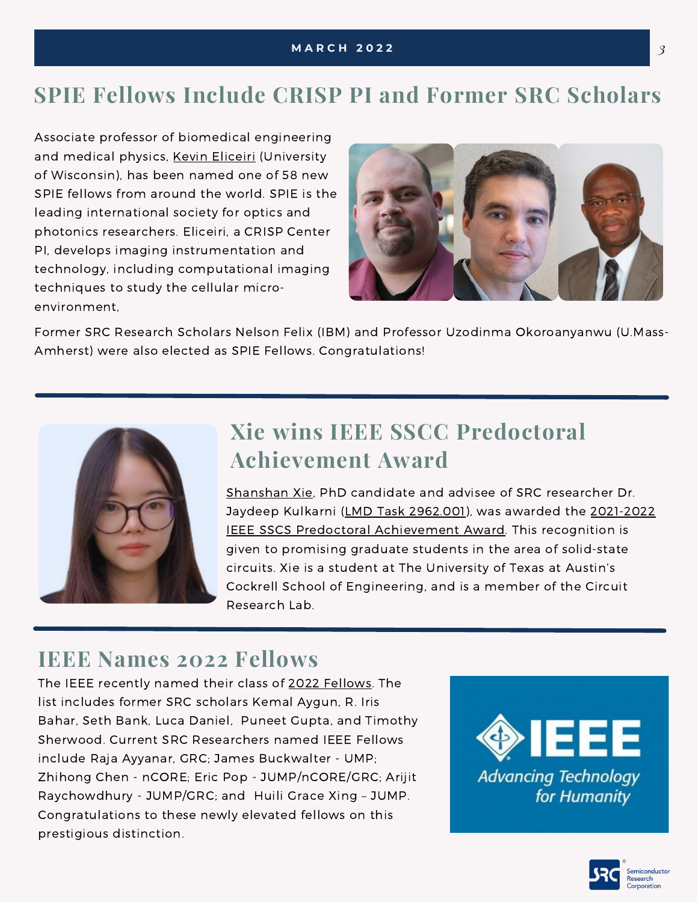## SPIE Fellows Include CRISP PI and Former SRC Scholars

Associate professor of biomedical engineering and medical physics, Kevin Eliceiri (University of Wisconsin), has been named one of 58 new SPIE fellows from around the world. SPIE is the leading international society for optics and photonics researchers. Eliceiri, a CRISP Center PI, develops imaging instrumentation and technology, including computational imaging techniques to study the cellular micro-environment,

Former SRC Research Scholars Nelson Felix (IBM) and Professor Uzodinma Okoroanyanwu (U.Mass-Amherst) were also elected as SPIE Fellows. Congratulations!

## Xie wins IEEE SSCC Predoctoral Achievement Award

Shanshan Xie, PhD candidate and advisee of SRC researcher Dr. Jaydeep Kulkarni (LMD Task 2962.001), was awarded the 2021-2022 IEEE SSCS Predoctoral Achievement Award. This recognition is given to promising graduate students in the area of solid-state circuits. Xie is a student at The University of Texas at Austin's Cockrell School of Engineering, and is a member of the Circuit Research Lab.

## IEEE Names 2022 Fellows

The IEEE recently named their class of 2022 Fellows. The list includes former SRC scholars Kemal Aygun, R. Iris Bahar, Seth Bank, Luca Daniel, Puneet Gupta, and Timothy Sherwood. Current SRC Researchers named IEEE Fellows include Raja Ayyanar, GRC; James Buckwalter - UMP; Zhihong Chen - nCORE; Eric Pop - JUMP/nCORE/GRC; Arijit Raychowdhury - JUMP/GRC; and Huili Grace Xing – JUMP. Congratulations to these newly elevated fellows on this prestigious distinction.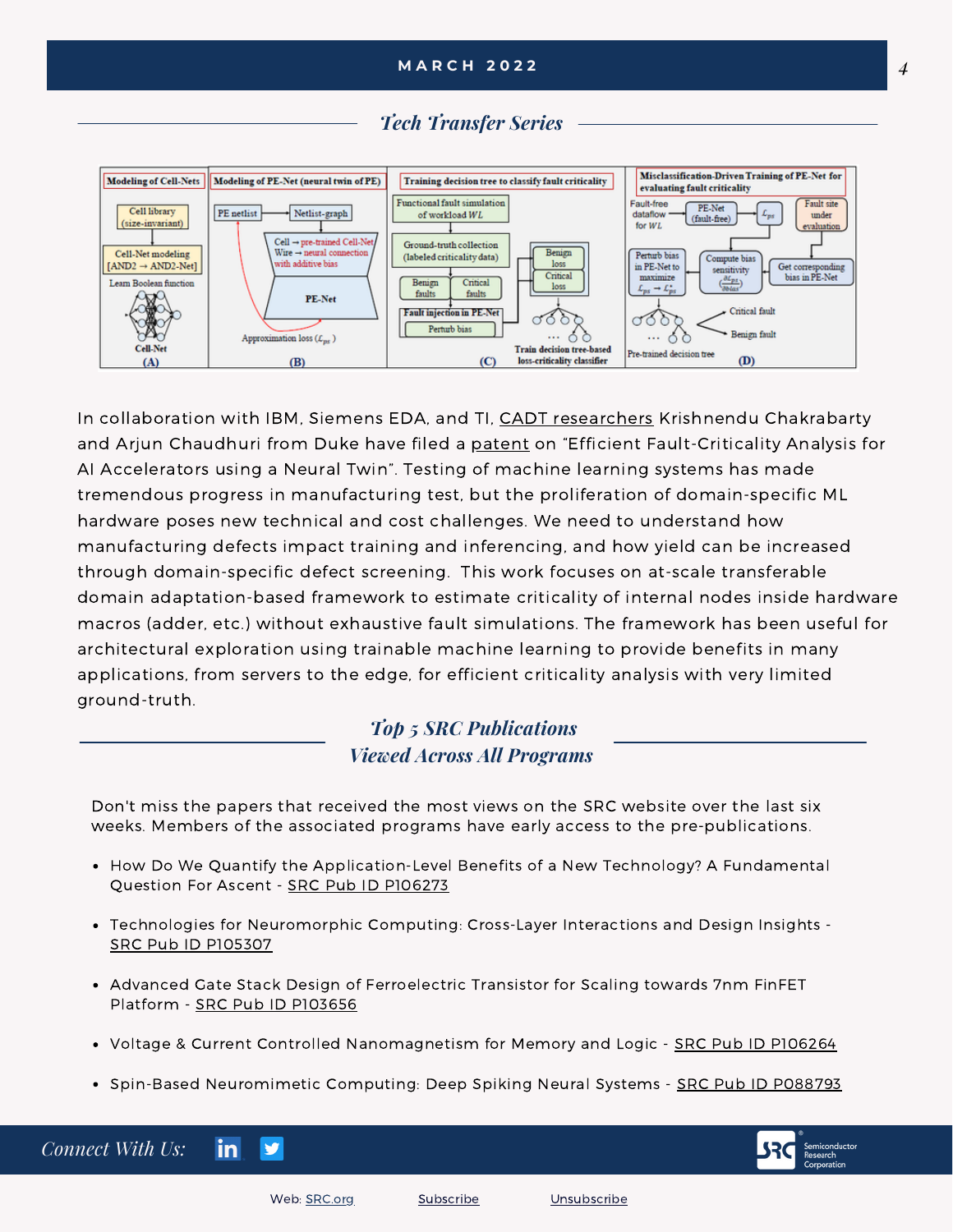## *Tech Transfer Series*

**Modeling of Cell-Nets**

Cell library (size-invariant)

Cell-Net modeling [AND2 → AND2-Net]

Learn Boolean function

Cell-Net

(A)

**Modeling of PE-Net (neural twin of PE)**

PE netlist

Netlist-graph

Cell → pre-trained Cell-Net
Wire → neural connection with additive bias

PE-Net

Approximation loss ($\mathcal{L}_{ps}$)

(B)

**Training decision tree to classify fault criticality**

Functional fault simulation of workload $WL$

Ground-truth collection (labeled criticality data)

Benign faults

Critical faults

Benign loss

Critical loss

Fault injection in PE-Net

Perturb bias

Train decision tree-based loss-criticality classifier

(C)

**Misclassification-Driven Training of PE-Net for evaluating fault criticality**

Fault-free dataflow for $WL$

PE-Net (fault-free)

$\mathcal{L}_{ps}$

Fault site under evaluation

Perturb bias in PE-Net to maximize $\mathcal{L}_{ps} \rightarrow \mathcal{L}_{ps}^{*}$

Compute bias sensitivity $\left(\frac{\partial \mathcal{L}_{ps}}{\partial bias}\right)$

Get corresponding bias in PE-Net

Critical fault

Benign fault

Pre-trained decision tree

(D)

In collaboration with IBM, Siemens EDA, and TI, CADT researchers Krishnendu Chakrabarty and Arjun Chaudhuri from Duke have filed a patent on "Efficient Fault-Criticality Analysis for AI Accelerators using a Neural Twin". Testing of machine learning systems has made tremendous progress in manufacturing test, but the proliferation of domain-specific ML hardware poses new technical and cost challenges. We need to understand how manufacturing defects impact training and inferencing, and how yield can be increased through domain-specific defect screening. This work focuses on at-scale transferable domain adaptation-based framework to estimate criticality of internal nodes inside hardware macros (adder, etc.) without exhaustive fault simulations. The framework has been useful for architectural exploration using trainable machine learning to provide benefits in many applications, from servers to the edge, for efficient criticality analysis with very limited ground-truth.

## *Top 5 SRC Publications Viewed Across All Programs*

Don't miss the papers that received the most views on the SRC website over the last six weeks. Members of the associated programs have early access to the pre-publications.

- How Do We Quantify the Application-Level Benefits of a New Technology? A Fundamental Question For Ascent - SRC Pub ID P106273
- Technologies for Neuromorphic Computing: Cross-Layer Interactions and Design Insights - SRC Pub ID P105307
- Advanced Gate Stack Design of Ferroelectric Transistor for Scaling towards 7nm FinFET Platform - SRC Pub ID P103656
- Voltage & Current Controlled Nanomagnetism for Memory and Logic - SRC Pub ID P106264
- Spin-Based Neuromimetic Computing: Deep Spiking Neural Systems - SRC Pub ID P088793

*Connect With Us:*

Semiconductor Research Corporation

Web: SRC.org    Subscribe    Unsubscribe